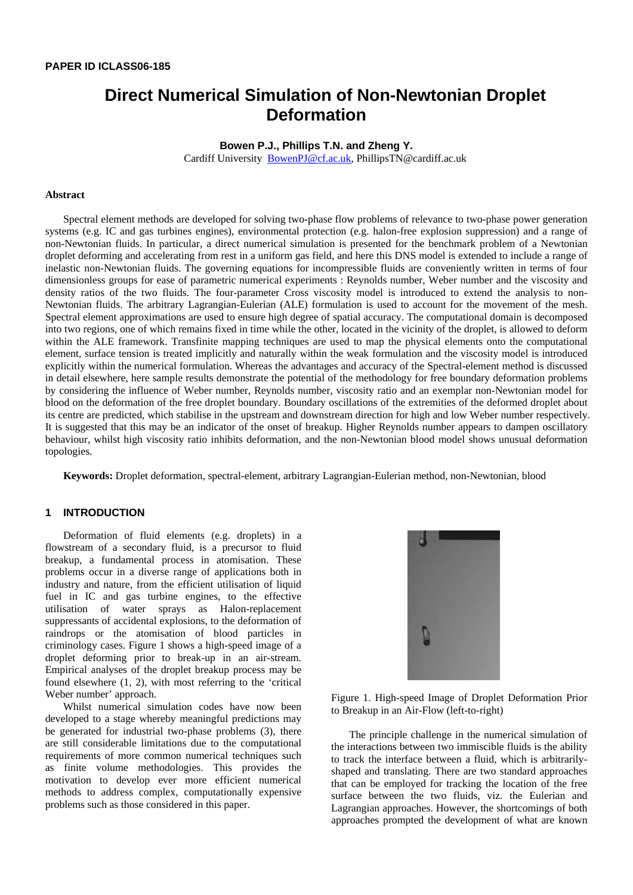**PAPER ID ICLASS06-185**

# Direct Numerical Simulation of Non-Newtonian Droplet Deformation

**Bowen P.J., Phillips T.N. and Zheng Y.**

Cardiff University BowenPJ@cf.ac.uk, PhillipsTN@cardiff.ac.uk

## Abstract

Spectral element methods are developed for solving two-phase flow problems of relevance to two-phase power generation systems (e.g. IC and gas turbines engines), environmental protection (e.g. halon-free explosion suppression) and a range of non-Newtonian fluids. In particular, a direct numerical simulation is presented for the benchmark problem of a Newtonian droplet deforming and accelerating from rest in a uniform gas field, and here this DNS model is extended to include a range of inelastic non-Newtonian fluids. The governing equations for incompressible fluids are conveniently written in terms of four dimensionless groups for ease of parametric numerical experiments : Reynolds number, Weber number and the viscosity and density ratios of the two fluids. The four-parameter Cross viscosity model is introduced to extend the analysis to non-Newtonian fluids. The arbitrary Lagrangian-Eulerian (ALE) formulation is used to account for the movement of the mesh. Spectral element approximations are used to ensure high degree of spatial accuracy. The computational domain is decomposed into two regions, one of which remains fixed in time while the other, located in the vicinity of the droplet, is allowed to deform within the ALE framework. Transfinite mapping techniques are used to map the physical elements onto the computational element, surface tension is treated implicitly and naturally within the weak formulation and the viscosity model is introduced explicitly within the numerical formulation. Whereas the advantages and accuracy of the Spectral-element method is discussed in detail elsewhere, here sample results demonstrate the potential of the methodology for free boundary deformation problems by considering the influence of Weber number, Reynolds number, viscosity ratio and an exemplar non-Newtonian model for blood on the deformation of the free droplet boundary. Boundary oscillations of the extremities of the deformed droplet about its centre are predicted, which stabilise in the upstream and downstream direction for high and low Weber number respectively. It is suggested that this may be an indicator of the onset of breakup. Higher Reynolds number appears to dampen oscillatory behaviour, whilst high viscosity ratio inhibits deformation, and the non-Newtonian blood model shows unusual deformation topologies.

**Keywords:** Droplet deformation, spectral-element, arbitrary Lagrangian-Eulerian method, non-Newtonian, blood

## 1 INTRODUCTION

Deformation of fluid elements (e.g. droplets) in a flowstream of a secondary fluid, is a precursor to fluid breakup, a fundamental process in atomisation. These problems occur in a diverse range of applications both in industry and nature, from the efficient utilisation of liquid fuel in IC and gas turbine engines, to the effective utilisation of water sprays as Halon-replacement suppressants of accidental explosions, to the deformation of raindrops or the atomisation of blood particles in criminology cases. Figure 1 shows a high-speed image of a droplet deforming prior to break-up in an air-stream. Empirical analyses of the droplet breakup process may be found elsewhere (1, 2), with most referring to the 'critical Weber number' approach.

Whilst numerical simulation codes have now been developed to a stage whereby meaningful predictions may be generated for industrial two-phase problems (3), there are still considerable limitations due to the computational requirements of more common numerical techniques such as finite volume methodologies. This provides the motivation to develop ever more efficient numerical methods to address complex, computationally expensive problems such as those considered in this paper.

Figure 1. High-speed Image of Droplet Deformation Prior to Breakup in an Air-Flow (left-to-right)

The principle challenge in the numerical simulation of the interactions between two immiscible fluids is the ability to track the interface between a fluid, which is arbitrarily-shaped and translating. There are two standard approaches that can be employed for tracking the location of the free surface between the two fluids, viz. the Eulerian and Lagrangian approaches. However, the shortcomings of both approaches prompted the development of what are known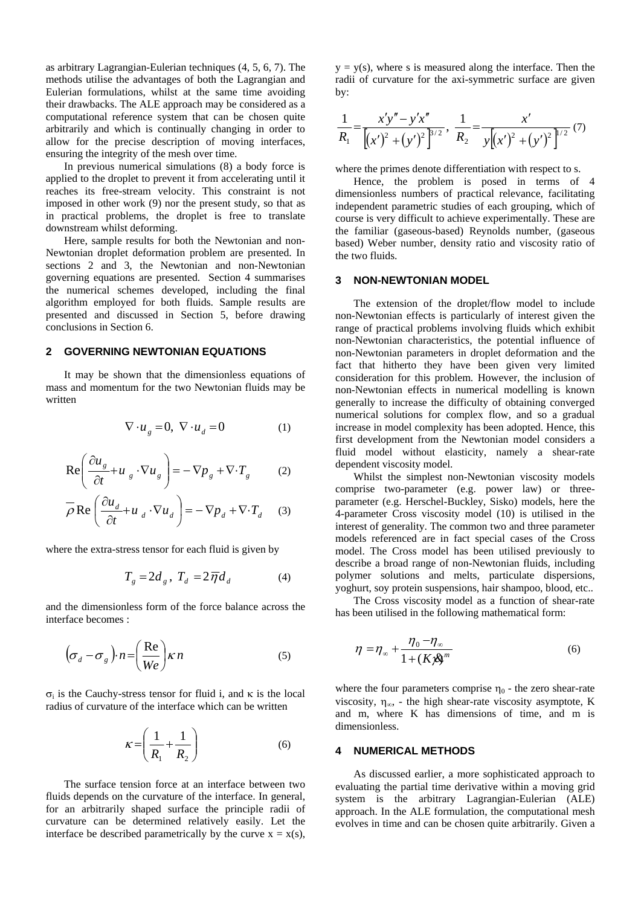as arbitrary Lagrangian-Eulerian techniques (4, 5, 6, 7). The methods utilise the advantages of both the Lagrangian and Eulerian formulations, whilst at the same time avoiding their drawbacks. The ALE approach may be considered as a computational reference system that can be chosen quite arbitrarily and which is continually changing in order to allow for the precise description of moving interfaces, ensuring the integrity of the mesh over time.

In previous numerical simulations (8) a body force is applied to the droplet to prevent it from accelerating until it reaches its free-stream velocity. This constraint is not imposed in other work (9) nor the present study, so that as in practical problems, the droplet is free to translate downstream whilst deforming.

Here, sample results for both the Newtonian and non-Newtonian droplet deformation problem are presented. In sections 2 and 3, the Newtonian and non-Newtonian governing equations are presented. Section 4 summarises the numerical schemes developed, including the final algorithm employed for both fluids. Sample results are presented and discussed in Section 5, before drawing conclusions in Section 6.

## 2 GOVERNING NEWTONIAN EQUATIONS

It may be shown that the dimensionless equations of mass and momentum for the two Newtonian fluids may be written

$$\nabla \cdot u_g = 0,\ \nabla \cdot u_d = 0 \qquad (1)$$

$$\mathrm{Re}\left(\frac{\partial u_g}{\partial t} + u_g \cdot \nabla u_g\right) = -\nabla p_g + \nabla \cdot T_g \qquad (2)$$

$$\overline{\rho}\,\mathrm{Re}\left(\frac{\partial u_d}{\partial t} + u_d \cdot \nabla u_d\right) = -\nabla p_d + \nabla \cdot T_d \qquad (3)$$

where the extra-stress tensor for each fluid is given by

$$T_g = 2d_g,\ T_d = 2\overline{\eta}\, d_d \qquad (4)$$

and the dimensionless form of the force balance across the interface becomes :

$$\left(\sigma_d - \sigma_g\right)\cdot n = \left(\frac{\mathrm{Re}}{We}\right)\kappa\, n \qquad (5)$$

$\sigma_i$ is the Cauchy-stress tensor for fluid i, and $\kappa$ is the local radius of curvature of the interface which can be written

$$\kappa = \left(\frac{1}{R_1} + \frac{1}{R_2}\right) \qquad (6)$$

The surface tension force at an interface between two fluids depends on the curvature of the interface. In general, for an arbitrarily shaped surface the principle radii of curvature can be determined relatively easily. Let the interface be described parametrically by the curve $x = x(s)$, $y = y(s)$, where s is measured along the interface. Then the radii of curvature for the axi-symmetric surface are given by:

$$\frac{1}{R_1} = \frac{x'y'' - y'x''}{\left[(x')^2 + (y')^2\right]^{3/2}},\ \frac{1}{R_2} = \frac{x'}{y\left[(x')^2 + (y')^2\right]^{1/2}} \qquad (7)$$

where the primes denote differentiation with respect to s.

Hence, the problem is posed in terms of 4 dimensionless numbers of practical relevance, facilitating independent parametric studies of each grouping, which of course is very difficult to achieve experimentally. These are the familiar (gaseous-based) Reynolds number, (gaseous based) Weber number, density ratio and viscosity ratio of the two fluids.

## 3 NON-NEWTONIAN MODEL

The extension of the droplet/flow model to include non-Newtonian effects is particularly of interest given the range of practical problems involving fluids which exhibit non-Newtonian characteristics, the potential influence of non-Newtonian parameters in droplet deformation and the fact that hitherto they have been given very limited consideration for this problem. However, the inclusion of non-Newtonian effects in numerical modelling is known generally to increase the difficulty of obtaining converged numerical solutions for complex flow, and so a gradual increase in model complexity has been adopted. Hence, this first development from the Newtonian model considers a fluid model without elasticity, namely a shear-rate dependent viscosity model.

Whilst the simplest non-Newtonian viscosity models comprise two-parameter (e.g. power law) or three-parameter (e.g. Herschel-Buckley, Sisko) models, here the 4-parameter Cross viscosity model (10) is utilised in the interest of generality. The common two and three parameter models referenced are in fact special cases of the Cross model. The Cross model has been utilised previously to describe a broad range of non-Newtonian fluids, including polymer solutions and melts, particulate dispersions, yoghurt, soy protein suspensions, hair shampoo, blood, etc..

The Cross viscosity model as a function of shear-rate has been utilised in the following mathematical form:

$$\eta = \eta_\infty + \frac{\eta_0 - \eta_\infty}{1 + (K\dot{\gamma})^m} \qquad (6)$$

where the four parameters comprise $\eta_0$ - the zero shear-rate viscosity, $\eta_\infty$, - the high shear-rate viscosity asymptote, K and m, where K has dimensions of time, and m is dimensionless.

## 4 NUMERICAL METHODS

As discussed earlier, a more sophisticated approach to evaluating the partial time derivative within a moving grid system is the arbitrary Lagrangian-Eulerian (ALE) approach. In the ALE formulation, the computational mesh evolves in time and can be chosen quite arbitrarily. Given a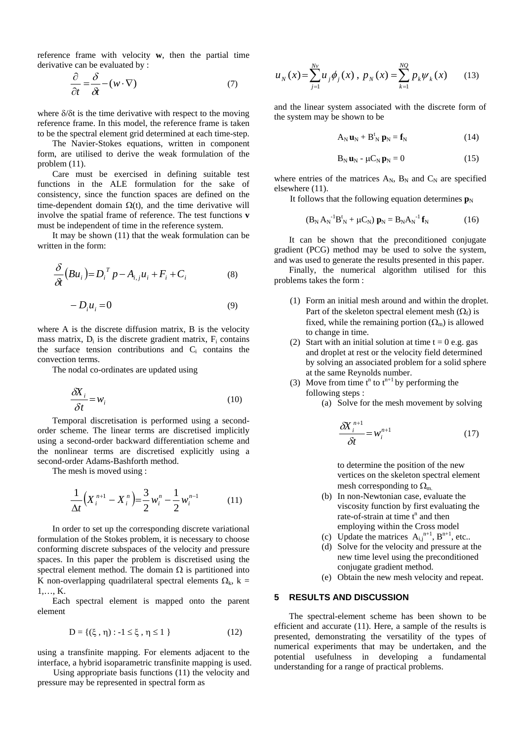reference frame with velocity **w**, then the partial time derivative can be evaluated by :

$$\frac{\partial}{\partial t} = \frac{\delta}{\delta t} - (w \cdot \nabla) \tag{7}$$

where $\delta/\delta t$ is the time derivative with respect to the moving reference frame. In this model, the reference frame is taken to be the spectral element grid determined at each time-step.

The Navier-Stokes equations, written in component form, are utilised to derive the weak formulation of the problem (11).

Care must be exercised in defining suitable test functions in the ALE formulation for the sake of consistency, since the function spaces are defined on the time-dependent domain $\Omega(t)$, and the time derivative will involve the spatial frame of reference. The test functions **v** must be independent of time in the reference system.

It may be shown (11) that the weak formulation can be written in the form:

$$\frac{\delta}{\delta t}\left(Bu_i\right) = D_i^T p - A_{i,j} u_i + F_i + C_i \tag{8}$$

$$- D_i u_i = 0 \tag{9}$$

where A is the discrete diffusion matrix, B is the velocity mass matrix, $D_i$ is the discrete gradient matrix, $F_i$ contains the surface tension contributions and $C_i$ contains the convection terms.

The nodal co-ordinates are updated using

$$\frac{\delta X_i}{\delta t} = w_i \tag{10}$$

Temporal discretisation is performed using a second-order scheme. The linear terms are discretised implicitly using a second-order backward differentiation scheme and the nonlinear terms are discretised explicitly using a second-order Adams-Bashforth method.

The mesh is moved using :

$$\frac{1}{\Delta t}\left(X_i^{n+1} - X_i^n\right) = \frac{3}{2} w_i^n - \frac{1}{2} w_i^{n-1} \tag{11}$$

In order to set up the corresponding discrete variational formulation of the Stokes problem, it is necessary to choose conforming discrete subspaces of the velocity and pressure spaces. In this paper the problem is discretised using the spectral element method. The domain $\Omega$ is partitioned into K non-overlapping quadrilateral spectral elements $\Omega_k$, $k = 1,\ldots, K$.

Each spectral element is mapped onto the parent element

$$D = \{(\xi , \eta) : -1 \le \xi , \eta \le 1 \} \tag{12}$$

using a transfinite mapping. For elements adjacent to the interface, a hybrid isoparametric transfinite mapping is used.

Using appropriate basis functions (11) the velocity and pressure may be represented in spectral form as

$$u_N(x) = \sum_{j=1}^{Nv} u_j \phi_j(x)\,,\; p_N(x) = \sum_{k=1}^{NQ} p_k \psi_k(x) \tag{13}$$

and the linear system associated with the discrete form of the system may be shown to be

$$A_N \mathbf{u}_N + B_N^t \mathbf{p}_N = \mathbf{f}_N \tag{14}$$

$$B_N \mathbf{u}_N - \mu C_N \mathbf{p}_N = 0 \tag{15}$$

where entries of the matrices $A_N$, $B_N$ and $C_N$ are specified elsewhere (11).

It follows that the following equation determines $\mathbf{p}_N$

$$(B_N A_N^{-1} B_N^t + \mu C_N)\, \mathbf{p}_N = B_N A_N^{-1} \mathbf{f}_N \tag{16}$$

It can be shown that the preconditioned conjugate gradient (PCG) method may be used to solve the system, and was used to generate the results presented in this paper.

Finally, the numerical algorithm utilised for this problems takes the form :

(1) Form an initial mesh around and within the droplet. Part of the skeleton spectral element mesh ($\Omega_f$) is fixed, while the remaining portion ($\Omega_m$) is allowed to change in time.

(2) Start with an initial solution at time $t = 0$ e.g. gas and droplet at rest or the velocity field determined by solving an associated problem for a solid sphere at the same Reynolds number.

(3) Move from time $t^n$ to $t^{n+1}$ by performing the following steps :

   (a) Solve for the mesh movement by solving

$$\frac{\delta X_i^{n+1}}{\delta t} = w_i^{n+1} \tag{17}$$

   to determine the position of the new vertices on the skeleton spectral element mesh corresponding to $\Omega_m$.

   (b) In non-Newtonian case, evaluate the viscosity function by first evaluating the rate-of-strain at time $t^n$ and then employing within the Cross model

   (c) Update the matrices $A_{i,j}^{n+1}$, $B^{n+1}$, etc..

   (d) Solve for the velocity and pressure at the new time level using the preconditioned conjugate gradient method.

   (e) Obtain the new mesh velocity and repeat.

## 5 RESULTS AND DISCUSSION

The spectral-element scheme has been shown to be efficient and accurate (11). Here, a sample of the results is presented, demonstrating the versatility of the types of numerical experiments that may be undertaken, and the potential usefulness in developing a fundamental understanding for a range of practical problems.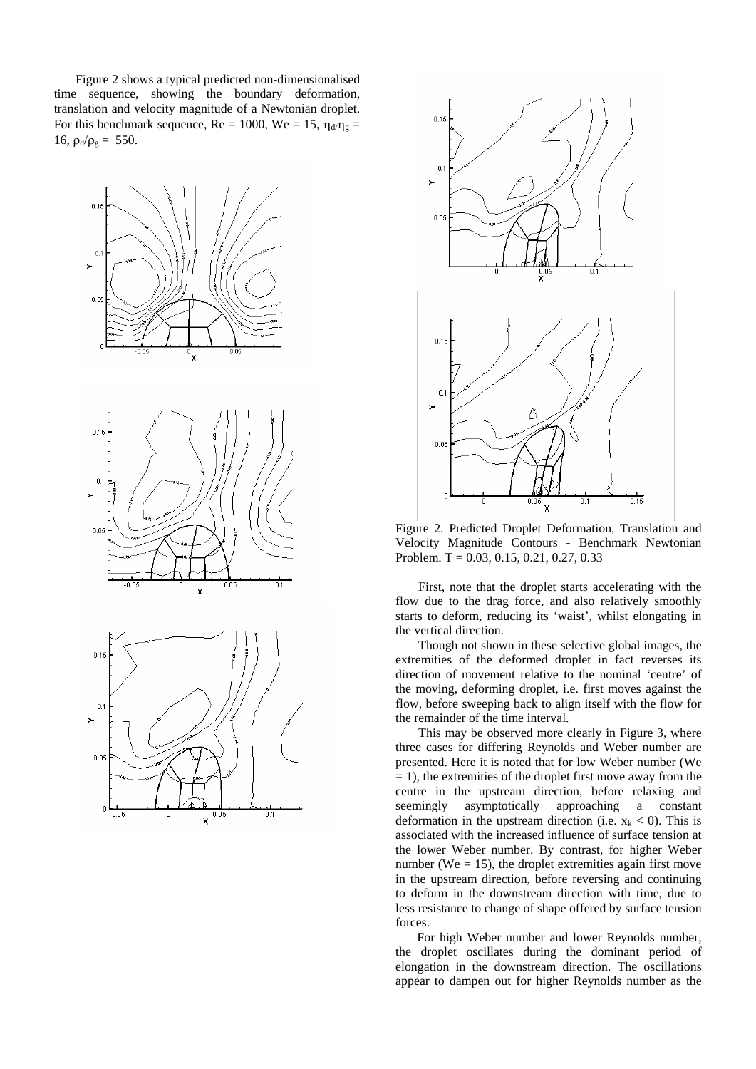Figure 2 shows a typical predicted non-dimensionalised time sequence, showing the boundary deformation, translation and velocity magnitude of a Newtonian droplet. For this benchmark sequence, Re = 1000, We = 15, $\eta_d/\eta_g$ = 16, $\rho_d/\rho_g$ = 550.

Figure 2. Predicted Droplet Deformation, Translation and Velocity Magnitude Contours - Benchmark Newtonian Problem. T = 0.03, 0.15, 0.21, 0.27, 0.33

First, note that the droplet starts accelerating with the flow due to the drag force, and also relatively smoothly starts to deform, reducing its 'waist', whilst elongating in the vertical direction.

Though not shown in these selective global images, the extremities of the deformed droplet in fact reverses its direction of movement relative to the nominal 'centre' of the moving, deforming droplet, i.e. first moves against the flow, before sweeping back to align itself with the flow for the remainder of the time interval.

This may be observed more clearly in Figure 3, where three cases for differing Reynolds and Weber number are presented. Here it is noted that for low Weber number (We = 1), the extremities of the droplet first move away from the centre in the upstream direction, before relaxing and seemingly asymptotically approaching a constant deformation in the upstream direction (i.e. $x_k < 0$). This is associated with the increased influence of surface tension at the lower Weber number. By contrast, for higher Weber number (We = 15), the droplet extremities again first move in the upstream direction, before reversing and continuing to deform in the downstream direction with time, due to less resistance to change of shape offered by surface tension forces.

For high Weber number and lower Reynolds number, the droplet oscillates during the dominant period of elongation in the downstream direction. The oscillations appear to dampen out for higher Reynolds number as the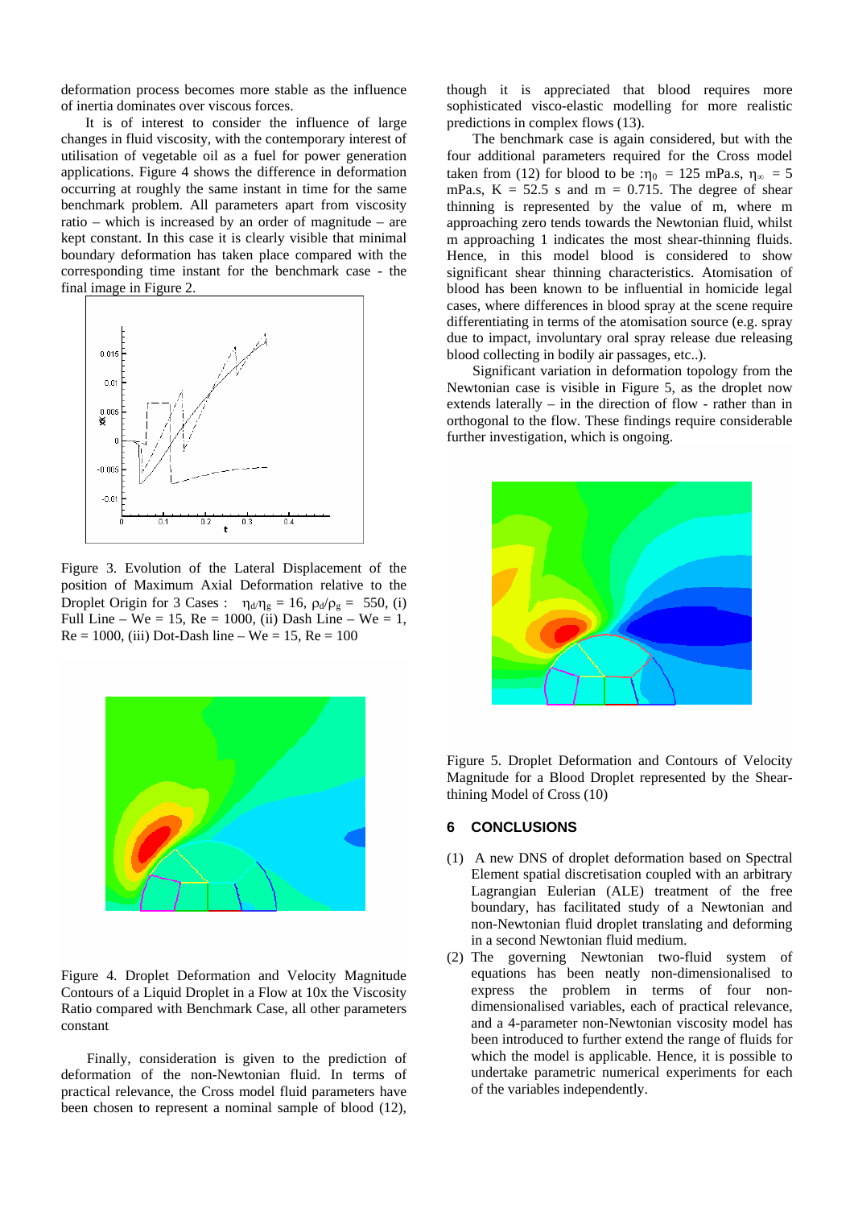deformation process becomes more stable as the influence of inertia dominates over viscous forces.

It is of interest to consider the influence of large changes in fluid viscosity, with the contemporary interest of utilisation of vegetable oil as a fuel for power generation applications. Figure 4 shows the difference in deformation occurring at roughly the same instant in time for the same benchmark problem. All parameters apart from viscosity ratio – which is increased by an order of magnitude – are kept constant. In this case it is clearly visible that minimal boundary deformation has taken place compared with the corresponding time instant for the benchmark case - the final image in Figure 2.

Figure 3. Evolution of the Lateral Displacement of the position of Maximum Axial Deformation relative to the Droplet Origin for 3 Cases : $\eta_d/\eta_g = 16$, $\rho_d/\rho_g = 550$, (i) Full Line – We = 15, Re = 1000, (ii) Dash Line – We = 1, Re = 1000, (iii) Dot-Dash line – We = 15, Re = 100

Figure 4. Droplet Deformation and Velocity Magnitude Contours of a Liquid Droplet in a Flow at 10x the Viscosity Ratio compared with Benchmark Case, all other parameters constant

Finally, consideration is given to the prediction of deformation of the non-Newtonian fluid. In terms of practical relevance, the Cross model fluid parameters have been chosen to represent a nominal sample of blood (12), though it is appreciated that blood requires more sophisticated visco-elastic modelling for more realistic predictions in complex flows (13).

The benchmark case is again considered, but with the four additional parameters required for the Cross model taken from (12) for blood to be :$\eta_0$ = 125 mPa.s, $\eta_\infty$ = 5 mPa.s, K = 52.5 s and m = 0.715. The degree of shear thinning is represented by the value of m, where m approaching zero tends towards the Newtonian fluid, whilst m approaching 1 indicates the most shear-thinning fluids. Hence, in this model blood is considered to show significant shear thinning characteristics. Atomisation of blood has been known to be influential in homicide legal cases, where differences in blood spray at the scene require differentiating in terms of the atomisation source (e.g. spray due to impact, involuntary oral spray release due releasing blood collecting in bodily air passages, etc..).

Significant variation in deformation topology from the Newtonian case is visible in Figure 5, as the droplet now extends laterally – in the direction of flow - rather than in orthogonal to the flow. These findings require considerable further investigation, which is ongoing.

Figure 5. Droplet Deformation and Contours of Velocity Magnitude for a Blood Droplet represented by the Shear-thining Model of Cross (10)

## 6 CONCLUSIONS

(1) A new DNS of droplet deformation based on Spectral Element spatial discretisation coupled with an arbitrary Lagrangian Eulerian (ALE) treatment of the free boundary, has facilitated study of a Newtonian and non-Newtonian fluid droplet translating and deforming in a second Newtonian fluid medium.

(2) The governing Newtonian two-fluid system of equations has been neatly non-dimensionalised to express the problem in terms of four non-dimensionalised variables, each of practical relevance, and a 4-parameter non-Newtonian viscosity model has been introduced to further extend the range of fluids for which the model is applicable. Hence, it is possible to undertake parametric numerical experiments for each of the variables independently.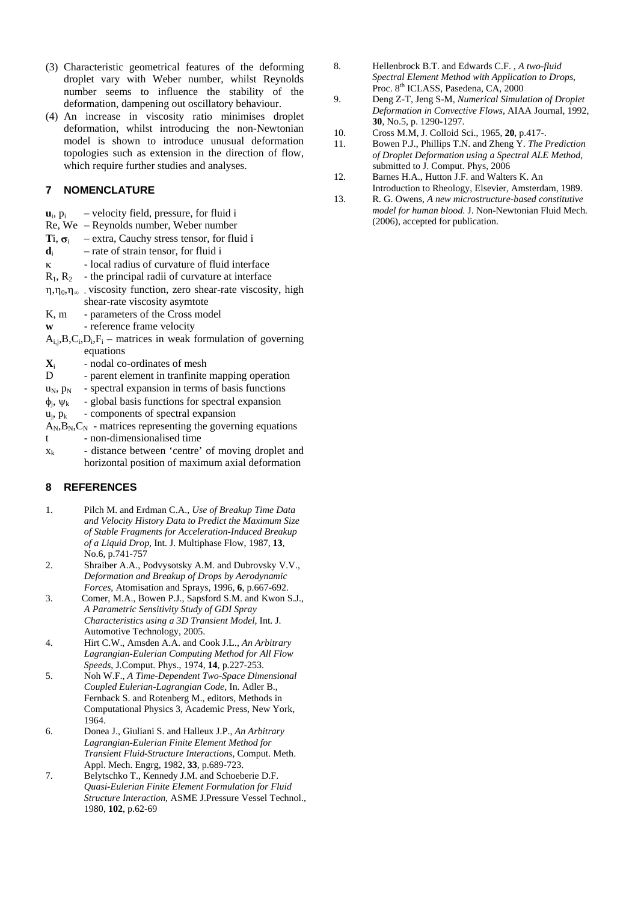(3) Characteristic geometrical features of the deforming droplet vary with Weber number, whilst Reynolds number seems to influence the stability of the deformation, dampening out oscillatory behaviour.

(4) An increase in viscosity ratio minimises droplet deformation, whilst introducing the non-Newtonian model is shown to introduce unusual deformation topologies such as extension in the direction of flow, which require further studies and analyses.

## 7 NOMENCLATURE

$\mathbf{u}_i$, $p_i$ – velocity field, pressure, for fluid i
Re, We – Reynolds number, Weber number
$\mathbf{T}i$, $\sigma_i$ – extra, Cauchy stress tensor, for fluid i
$\mathbf{d}_i$ – rate of strain tensor, for fluid i
$\kappa$ - local radius of curvature of fluid interface
$R_1$, $R_2$ - the principal radii of curvature at interface
$\eta,\eta_0,\eta_\infty$ - viscosity function, zero shear-rate viscosity, high shear-rate viscosity asymtote
K, m - parameters of the Cross model
$\mathbf{w}$ - reference frame velocity
$A_{i,j},B,C_i,D_i,F_i$ – matrices in weak formulation of governing equations
$\mathbf{X}_i$ - nodal co-ordinates of mesh
D - parent element in tranfinite mapping operation
$u_N$, $p_N$ - spectral expansion in terms of basis functions
$\phi_j$, $\psi_k$ - global basis functions for spectral expansion
$u_j$, $p_k$ - components of spectral expansion
$A_N,B_N,C_N$ - matrices representing the governing equations
t - non-dimensionalised time
$x_k$ - distance between 'centre' of moving droplet and horizontal position of maximum axial deformation

## 8 REFERENCES

1. Pilch M. and Erdman C.A., *Use of Breakup Time Data and Velocity History Data to Predict the Maximum Size of Stable Fragments for Acceleration-Induced Breakup of a Liquid Drop*, Int. J. Multiphase Flow, 1987, **13**, No.6, p.741-757
2. Shraiber A.A., Podvysotsky A.M. and Dubrovsky V.V., *Deformation and Breakup of Drops by Aerodynamic Forces*, Atomisation and Sprays, 1996, **6**, p.667-692.
3. Comer, M.A., Bowen P.J., Sapsford S.M. and Kwon S.J., *A Parametric Sensitivity Study of GDI Spray Characteristics using a 3D Transient Model*, Int. J. Automotive Technology, 2005.
4. Hirt C.W., Amsden A.A. and Cook J.L., *An Arbitrary Lagrangian-Eulerian Computing Method for All Flow Speeds*, J.Comput. Phys., 1974, **14**, p.227-253.
5. Noh W.F., *A Time-Dependent Two-Space Dimensional Coupled Eulerian-Lagrangian Code*, In. Adler B., Fernback S. and Rotenberg M., editors, Methods in Computational Physics 3, Academic Press, New York, 1964.
6. Donea J., Giuliani S. and Halleux J.P., *An Arbitrary Lagrangian-Eulerian Finite Element Method for Transient Fluid-Structure Interactions*, Comput. Meth. Appl. Mech. Engrg, 1982, **33**, p.689-723.
7. Belytschko T., Kennedy J.M. and Schoeberie D.F. *Quasi-Eulerian Finite Element Formulation for Fluid Structure Interaction*, ASME J.Pressure Vessel Technol., 1980, **102**, p.62-69
8. Hellenbrock B.T. and Edwards C.F. , *A two-fluid Spectral Element Method with Application to Drops*, Proc. 8th ICLASS, Pasedena, CA, 2000
9. Deng Z-T, Jeng S-M, *Numerical Simulation of Droplet Deformation in Convective Flows*, AIAA Journal, 1992, **30**, No.5, p. 1290-1297.
10. Cross M.M, J. Colloid Sci., 1965, **20**, p.417-.
11. Bowen P.J., Phillips T.N. and Zheng Y. *The Prediction of Droplet Deformation using a Spectral ALE Method*, submitted to J. Comput. Phys, 2006
12. Barnes H.A., Hutton J.F. and Walters K. An Introduction to Rheology, Elsevier, Amsterdam, 1989.
13. R. G. Owens, *A new microstructure-based constitutive model for human blood.* J. Non-Newtonian Fluid Mech. (2006), accepted for publication.